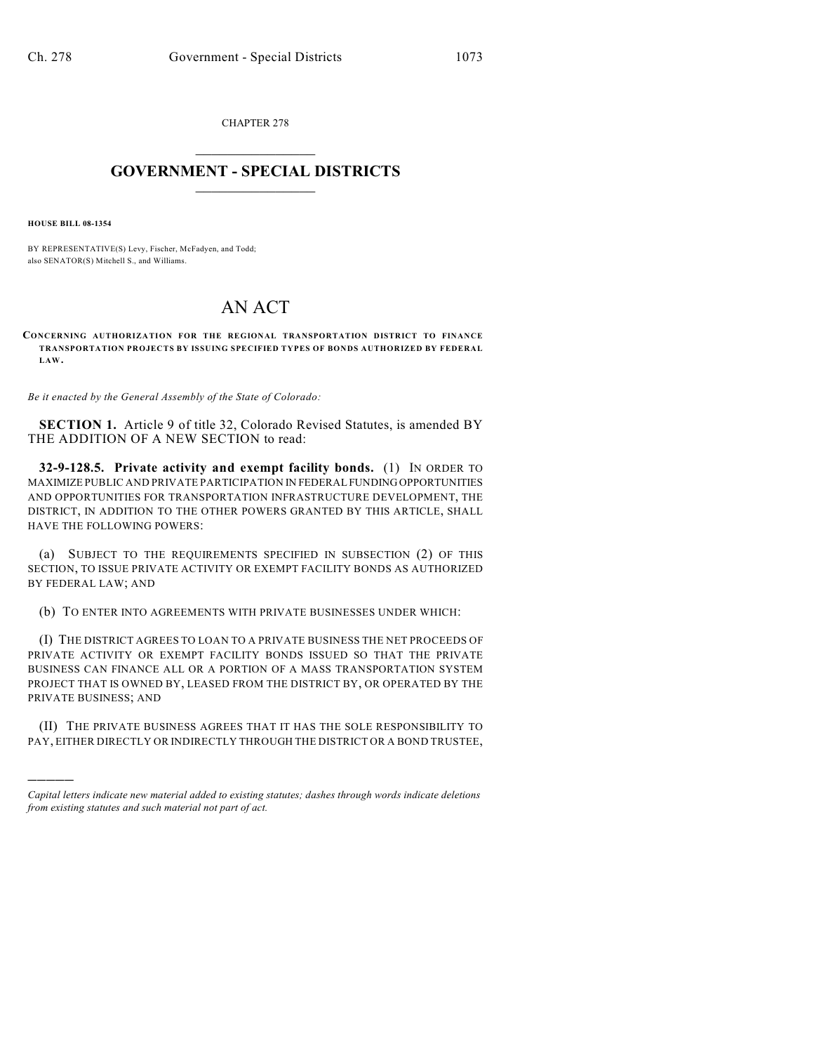CHAPTER 278

# GOVERNMENT - SPECIAL DISTRICTS

**HOUSE BILL 08-1354**

BY REPRESENTATIVE(S) Levy, Fischer, McFadyen, and Todd;
also SENATOR(S) Mitchell S., and Williams.

# AN ACT

**CONCERNING AUTHORIZATION FOR THE REGIONAL TRANSPORTATION DISTRICT TO FINANCE TRANSPORTATION PROJECTS BY ISSUING SPECIFIED TYPES OF BONDS AUTHORIZED BY FEDERAL LAW.**

*Be it enacted by the General Assembly of the State of Colorado:*

**SECTION 1.** Article 9 of title 32, Colorado Revised Statutes, is amended BY THE ADDITION OF A NEW SECTION to read:

**32-9-128.5. Private activity and exempt facility bonds.** (1) IN ORDER TO MAXIMIZE PUBLIC AND PRIVATE PARTICIPATION IN FEDERAL FUNDING OPPORTUNITIES AND OPPORTUNITIES FOR TRANSPORTATION INFRASTRUCTURE DEVELOPMENT, THE DISTRICT, IN ADDITION TO THE OTHER POWERS GRANTED BY THIS ARTICLE, SHALL HAVE THE FOLLOWING POWERS:

(a) SUBJECT TO THE REQUIREMENTS SPECIFIED IN SUBSECTION (2) OF THIS SECTION, TO ISSUE PRIVATE ACTIVITY OR EXEMPT FACILITY BONDS AS AUTHORIZED BY FEDERAL LAW; AND

(b) TO ENTER INTO AGREEMENTS WITH PRIVATE BUSINESSES UNDER WHICH:

(I) THE DISTRICT AGREES TO LOAN TO A PRIVATE BUSINESS THE NET PROCEEDS OF PRIVATE ACTIVITY OR EXEMPT FACILITY BONDS ISSUED SO THAT THE PRIVATE BUSINESS CAN FINANCE ALL OR A PORTION OF A MASS TRANSPORTATION SYSTEM PROJECT THAT IS OWNED BY, LEASED FROM THE DISTRICT BY, OR OPERATED BY THE PRIVATE BUSINESS; AND

(II) THE PRIVATE BUSINESS AGREES THAT IT HAS THE SOLE RESPONSIBILITY TO PAY, EITHER DIRECTLY OR INDIRECTLY THROUGH THE DISTRICT OR A BOND TRUSTEE,

---

*Capital letters indicate new material added to existing statutes; dashes through words indicate deletions from existing statutes and such material not part of act.*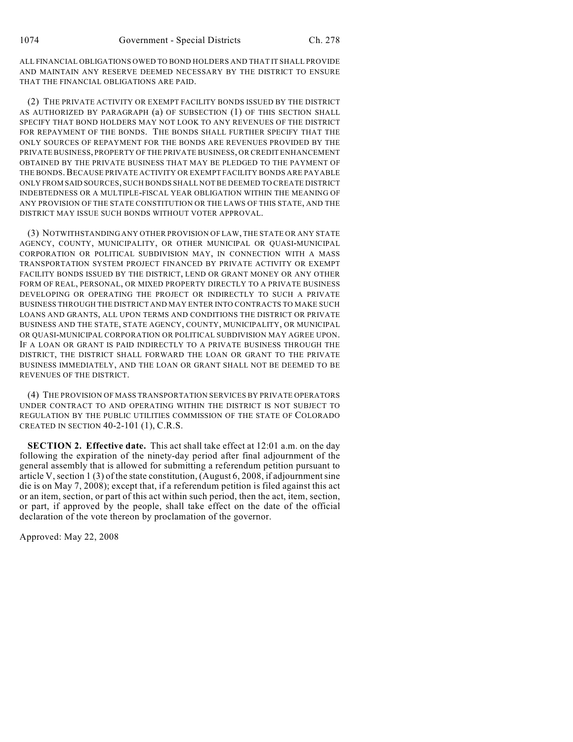ALL FINANCIAL OBLIGATIONS OWED TO BOND HOLDERS AND THAT IT SHALL PROVIDE AND MAINTAIN ANY RESERVE DEEMED NECESSARY BY THE DISTRICT TO ENSURE THAT THE FINANCIAL OBLIGATIONS ARE PAID.

(2) THE PRIVATE ACTIVITY OR EXEMPT FACILITY BONDS ISSUED BY THE DISTRICT AS AUTHORIZED BY PARAGRAPH (a) OF SUBSECTION (1) OF THIS SECTION SHALL SPECIFY THAT BOND HOLDERS MAY NOT LOOK TO ANY REVENUES OF THE DISTRICT FOR REPAYMENT OF THE BONDS. THE BONDS SHALL FURTHER SPECIFY THAT THE ONLY SOURCES OF REPAYMENT FOR THE BONDS ARE REVENUES PROVIDED BY THE PRIVATE BUSINESS, PROPERTY OF THE PRIVATE BUSINESS, OR CREDIT ENHANCEMENT OBTAINED BY THE PRIVATE BUSINESS THAT MAY BE PLEDGED TO THE PAYMENT OF THE BONDS. BECAUSE PRIVATE ACTIVITY OR EXEMPT FACILITY BONDS ARE PAYABLE ONLY FROM SAID SOURCES, SUCH BONDS SHALL NOT BE DEEMED TO CREATE DISTRICT INDEBTEDNESS OR A MULTIPLE-FISCAL YEAR OBLIGATION WITHIN THE MEANING OF ANY PROVISION OF THE STATE CONSTITUTION OR THE LAWS OF THIS STATE, AND THE DISTRICT MAY ISSUE SUCH BONDS WITHOUT VOTER APPROVAL.

(3) NOTWITHSTANDING ANY OTHER PROVISION OF LAW, THE STATE OR ANY STATE AGENCY, COUNTY, MUNICIPALITY, OR OTHER MUNICIPAL OR QUASI-MUNICIPAL CORPORATION OR POLITICAL SUBDIVISION MAY, IN CONNECTION WITH A MASS TRANSPORTATION SYSTEM PROJECT FINANCED BY PRIVATE ACTIVITY OR EXEMPT FACILITY BONDS ISSUED BY THE DISTRICT, LEND OR GRANT MONEY OR ANY OTHER FORM OF REAL, PERSONAL, OR MIXED PROPERTY DIRECTLY TO A PRIVATE BUSINESS DEVELOPING OR OPERATING THE PROJECT OR INDIRECTLY TO SUCH A PRIVATE BUSINESS THROUGH THE DISTRICT AND MAY ENTER INTO CONTRACTS TO MAKE SUCH LOANS AND GRANTS, ALL UPON TERMS AND CONDITIONS THE DISTRICT OR PRIVATE BUSINESS AND THE STATE, STATE AGENCY, COUNTY, MUNICIPALITY, OR MUNICIPAL OR QUASI-MUNICIPAL CORPORATION OR POLITICAL SUBDIVISION MAY AGREE UPON. IF A LOAN OR GRANT IS PAID INDIRECTLY TO A PRIVATE BUSINESS THROUGH THE DISTRICT, THE DISTRICT SHALL FORWARD THE LOAN OR GRANT TO THE PRIVATE BUSINESS IMMEDIATELY, AND THE LOAN OR GRANT SHALL NOT BE DEEMED TO BE REVENUES OF THE DISTRICT.

(4) THE PROVISION OF MASS TRANSPORTATION SERVICES BY PRIVATE OPERATORS UNDER CONTRACT TO AND OPERATING WITHIN THE DISTRICT IS NOT SUBJECT TO REGULATION BY THE PUBLIC UTILITIES COMMISSION OF THE STATE OF COLORADO CREATED IN SECTION 40-2-101 (1), C.R.S.

**SECTION 2. Effective date.** This act shall take effect at 12:01 a.m. on the day following the expiration of the ninety-day period after final adjournment of the general assembly that is allowed for submitting a referendum petition pursuant to article V, section 1 (3) of the state constitution, (August 6, 2008, if adjournment sine die is on May 7, 2008); except that, if a referendum petition is filed against this act or an item, section, or part of this act within such period, then the act, item, section, or part, if approved by the people, shall take effect on the date of the official declaration of the vote thereon by proclamation of the governor.

Approved: May 22, 2008